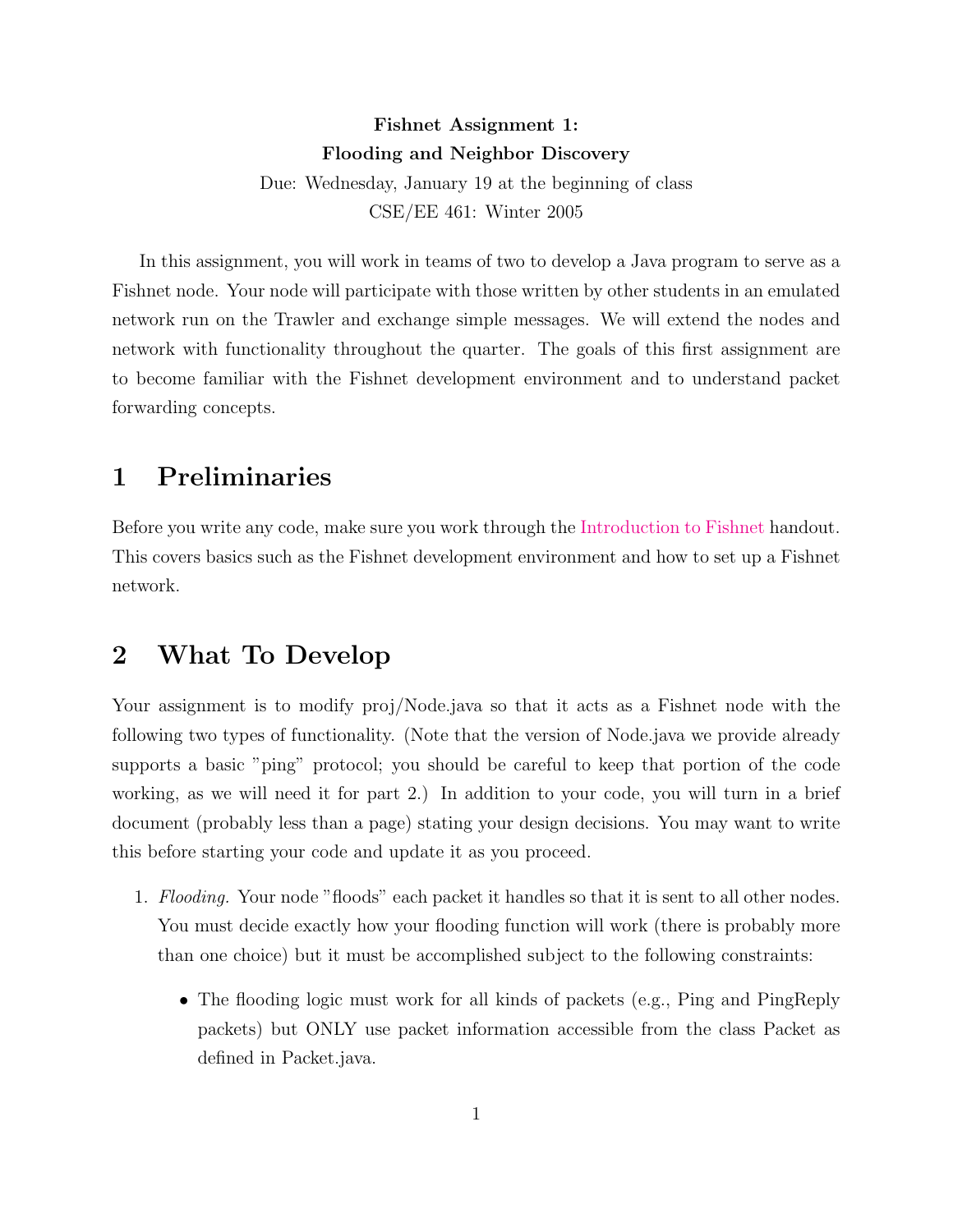**Fishnet Assignment 1:**
**Flooding and Neighbor Discovery**

Due: Wednesday, January 19 at the beginning of class

CSE/EE 461: Winter 2005

In this assignment, you will work in teams of two to develop a Java program to serve as a Fishnet node. Your node will participate with those written by other students in an emulated network run on the Trawler and exchange simple messages. We will extend the nodes and network with functionality throughout the quarter. The goals of this first assignment are to become familiar with the Fishnet development environment and to understand packet forwarding concepts.

## 1 Preliminaries

Before you write any code, make sure you work through the Introduction to Fishnet handout. This covers basics such as the Fishnet development environment and how to set up a Fishnet network.

## 2 What To Develop

Your assignment is to modify proj/Node.java so that it acts as a Fishnet node with the following two types of functionality. (Note that the version of Node.java we provide already supports a basic "ping" protocol; you should be careful to keep that portion of the code working, as we will need it for part 2.) In addition to your code, you will turn in a brief document (probably less than a page) stating your design decisions. You may want to write this before starting your code and update it as you proceed.

1. *Flooding.* Your node "floods" each packet it handles so that it is sent to all other nodes. You must decide exactly how your flooding function will work (there is probably more than one choice) but it must be accomplished subject to the following constraints:

   - The flooding logic must work for all kinds of packets (e.g., Ping and PingReply packets) but ONLY use packet information accessible from the class Packet as defined in Packet.java.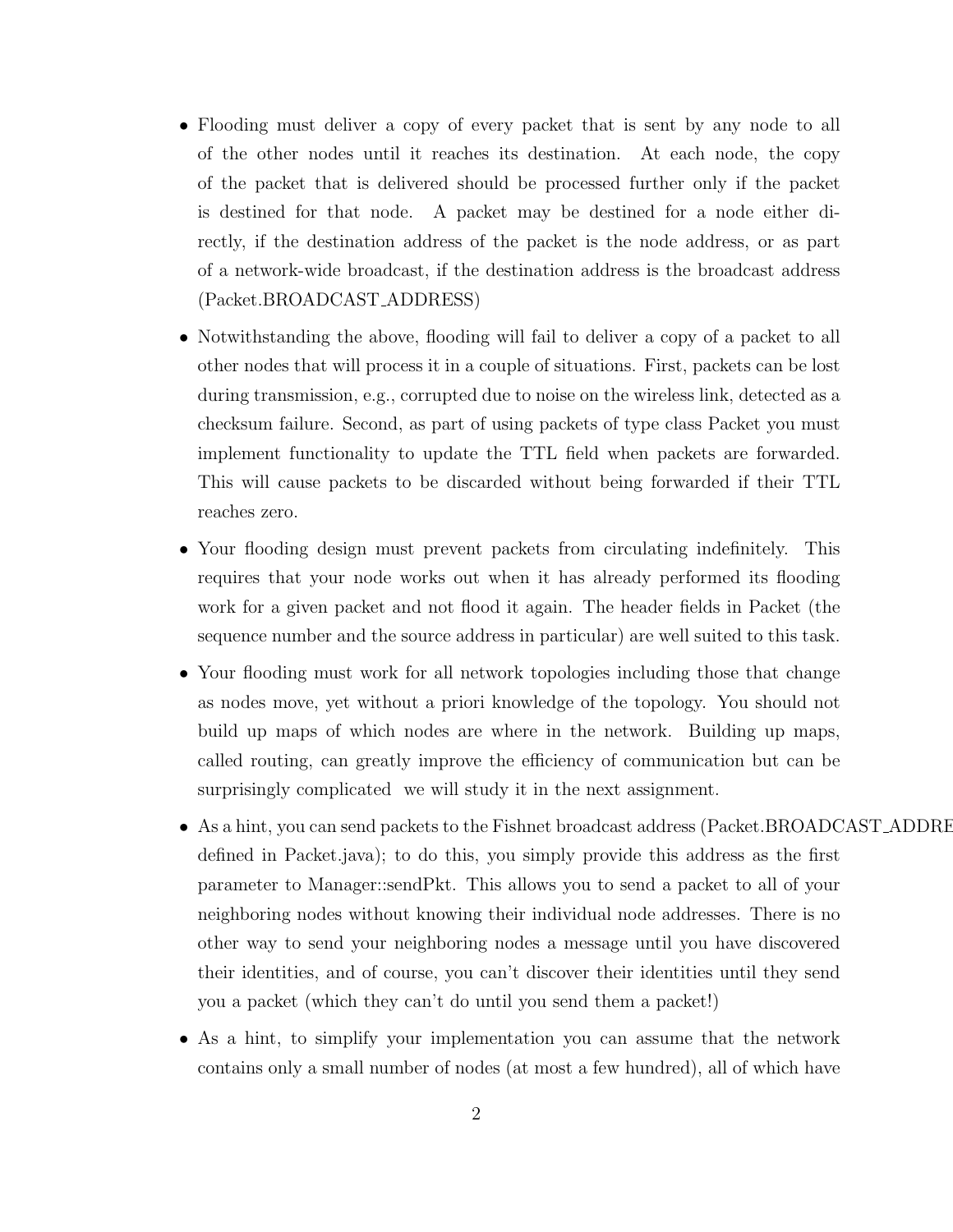- Flooding must deliver a copy of every packet that is sent by any node to all of the other nodes until it reaches its destination. At each node, the copy of the packet that is delivered should be processed further only if the packet is destined for that node. A packet may be destined for a node either directly, if the destination address of the packet is the node address, or as part of a network-wide broadcast, if the destination address is the broadcast address (Packet.BROADCAST_ADDRESS)

- Notwithstanding the above, flooding will fail to deliver a copy of a packet to all other nodes that will process it in a couple of situations. First, packets can be lost during transmission, e.g., corrupted due to noise on the wireless link, detected as a checksum failure. Second, as part of using packets of type class Packet you must implement functionality to update the TTL field when packets are forwarded. This will cause packets to be discarded without being forwarded if their TTL reaches zero.

- Your flooding design must prevent packets from circulating indefinitely. This requires that your node works out when it has already performed its flooding work for a given packet and not flood it again. The header fields in Packet (the sequence number and the source address in particular) are well suited to this task.

- Your flooding must work for all network topologies including those that change as nodes move, yet without a priori knowledge of the topology. You should not build up maps of which nodes are where in the network. Building up maps, called routing, can greatly improve the efficiency of communication but can be surprisingly complicated we will study it in the next assignment.

- As a hint, you can send packets to the Fishnet broadcast address (Packet.BROADCAST_ADDRESS defined in Packet.java); to do this, you simply provide this address as the first parameter to Manager::sendPkt. This allows you to send a packet to all of your neighboring nodes without knowing their individual node addresses. There is no other way to send your neighboring nodes a message until you have discovered their identities, and of course, you can't discover their identities until they send you a packet (which they can't do until you send them a packet!)

- As a hint, to simplify your implementation you can assume that the network contains only a small number of nodes (at most a few hundred), all of which have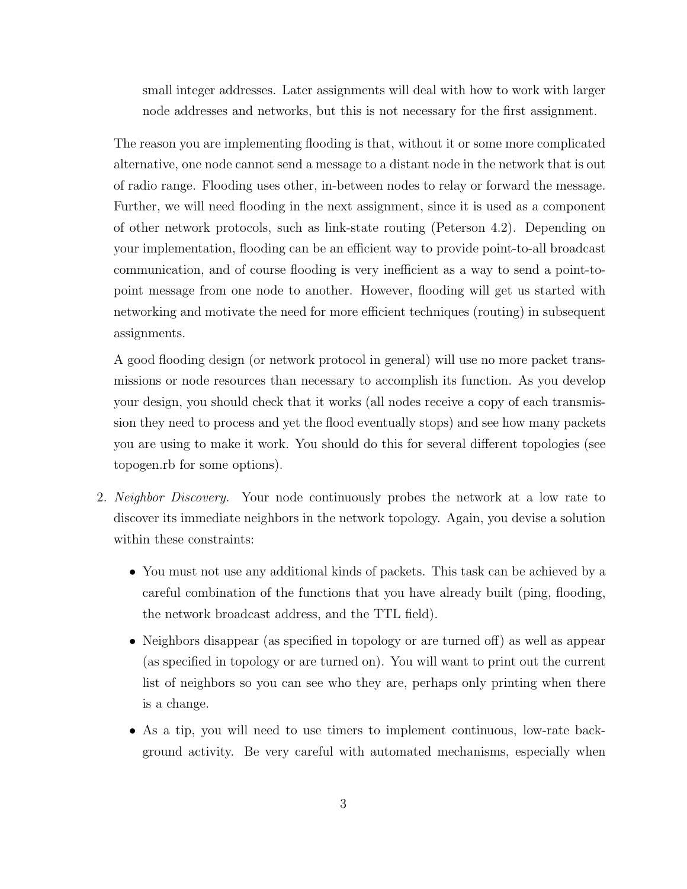small integer addresses. Later assignments will deal with how to work with larger node addresses and networks, but this is not necessary for the first assignment.

The reason you are implementing flooding is that, without it or some more complicated alternative, one node cannot send a message to a distant node in the network that is out of radio range. Flooding uses other, in-between nodes to relay or forward the message. Further, we will need flooding in the next assignment, since it is used as a component of other network protocols, such as link-state routing (Peterson 4.2). Depending on your implementation, flooding can be an efficient way to provide point-to-all broadcast communication, and of course flooding is very inefficient as a way to send a point-to-point message from one node to another. However, flooding will get us started with networking and motivate the need for more efficient techniques (routing) in subsequent assignments.

A good flooding design (or network protocol in general) will use no more packet transmissions or node resources than necessary to accomplish its function. As you develop your design, you should check that it works (all nodes receive a copy of each transmission they need to process and yet the flood eventually stops) and see how many packets you are using to make it work. You should do this for several different topologies (see topogen.rb for some options).

2. *Neighbor Discovery.* Your node continuously probes the network at a low rate to discover its immediate neighbors in the network topology. Again, you devise a solution within these constraints:

   - You must not use any additional kinds of packets. This task can be achieved by a careful combination of the functions that you have already built (ping, flooding, the network broadcast address, and the TTL field).
   - Neighbors disappear (as specified in topology or are turned off) as well as appear (as specified in topology or are turned on). You will want to print out the current list of neighbors so you can see who they are, perhaps only printing when there is a change.
   - As a tip, you will need to use timers to implement continuous, low-rate background activity. Be very careful with automated mechanisms, especially when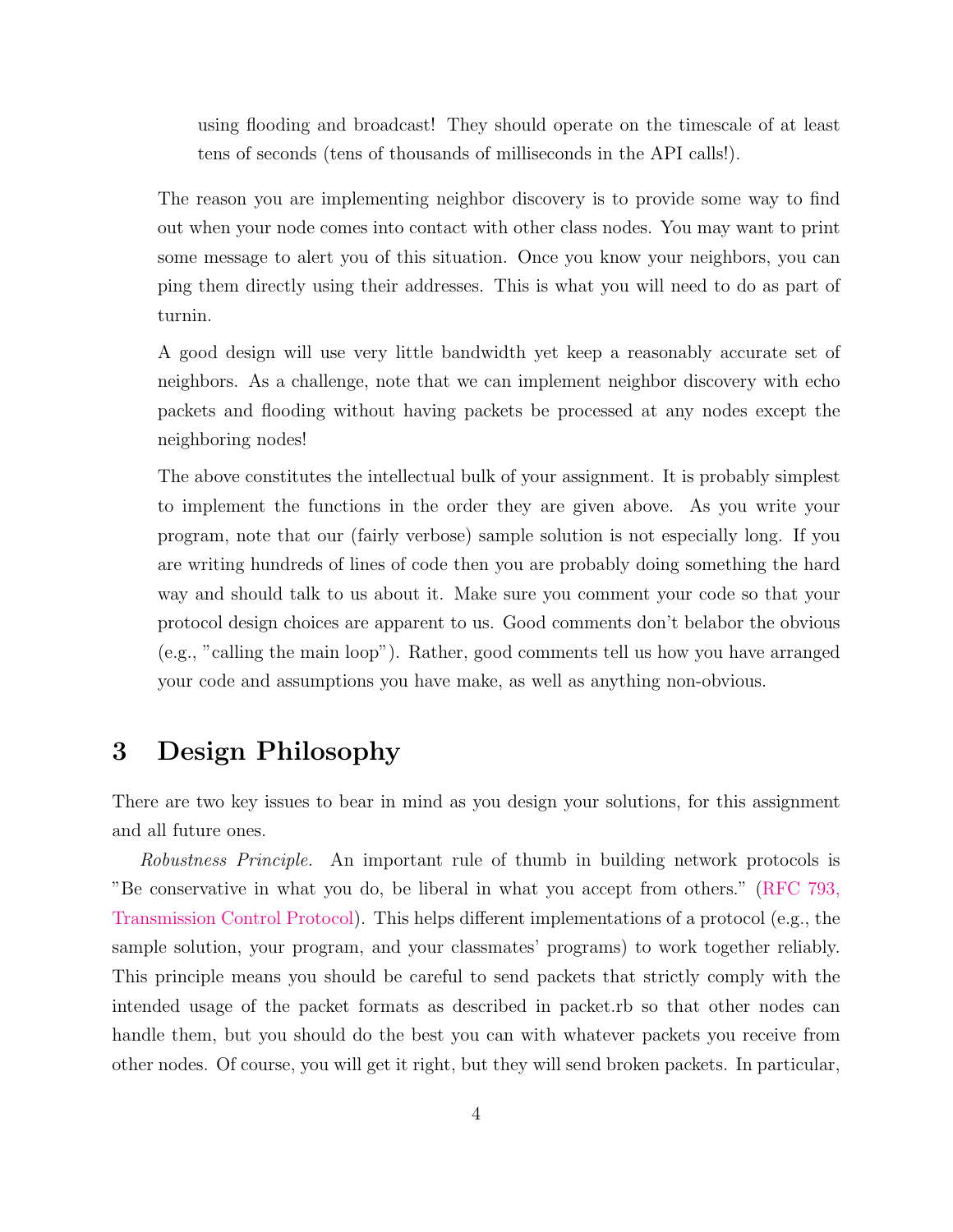using flooding and broadcast! They should operate on the timescale of at least tens of seconds (tens of thousands of milliseconds in the API calls!).

The reason you are implementing neighbor discovery is to provide some way to find out when your node comes into contact with other class nodes. You may want to print some message to alert you of this situation. Once you know your neighbors, you can ping them directly using their addresses. This is what you will need to do as part of turnin.

A good design will use very little bandwidth yet keep a reasonably accurate set of neighbors. As a challenge, note that we can implement neighbor discovery with echo packets and flooding without having packets be processed at any nodes except the neighboring nodes!

The above constitutes the intellectual bulk of your assignment. It is probably simplest to implement the functions in the order they are given above. As you write your program, note that our (fairly verbose) sample solution is not especially long. If you are writing hundreds of lines of code then you are probably doing something the hard way and should talk to us about it. Make sure you comment your code so that your protocol design choices are apparent to us. Good comments don't belabor the obvious (e.g., "calling the main loop"). Rather, good comments tell us how you have arranged your code and assumptions you have make, as well as anything non-obvious.

# 3 Design Philosophy

There are two key issues to bear in mind as you design your solutions, for this assignment and all future ones.

*Robustness Principle.* An important rule of thumb in building network protocols is "Be conservative in what you do, be liberal in what you accept from others." (RFC 793, Transmission Control Protocol). This helps different implementations of a protocol (e.g., the sample solution, your program, and your classmates' programs) to work together reliably. This principle means you should be careful to send packets that strictly comply with the intended usage of the packet formats as described in packet.rb so that other nodes can handle them, but you should do the best you can with whatever packets you receive from other nodes. Of course, you will get it right, but they will send broken packets. In particular,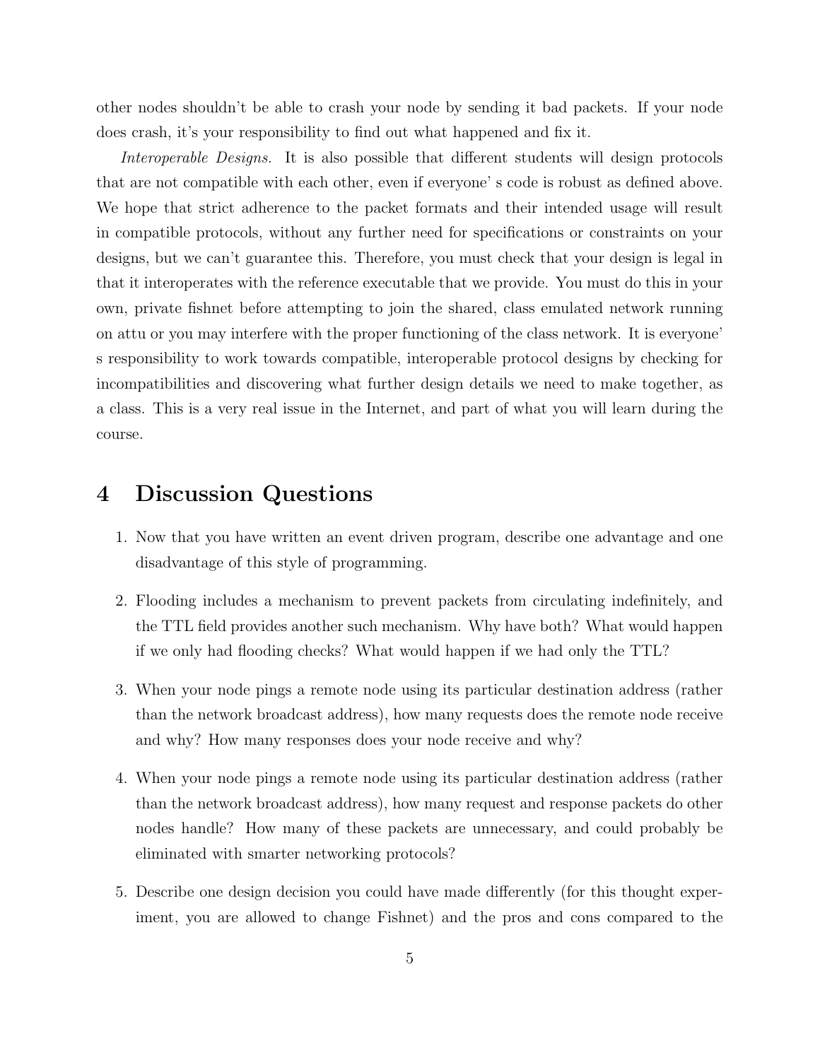other nodes shouldn't be able to crash your node by sending it bad packets. If your node does crash, it's your responsibility to find out what happened and fix it.

*Interoperable Designs.* It is also possible that different students will design protocols that are not compatible with each other, even if everyone' s code is robust as defined above. We hope that strict adherence to the packet formats and their intended usage will result in compatible protocols, without any further need for specifications or constraints on your designs, but we can't guarantee this. Therefore, you must check that your design is legal in that it interoperates with the reference executable that we provide. You must do this in your own, private fishnet before attempting to join the shared, class emulated network running on attu or you may interfere with the proper functioning of the class network. It is everyone' s responsibility to work towards compatible, interoperable protocol designs by checking for incompatibilities and discovering what further design details we need to make together, as a class. This is a very real issue in the Internet, and part of what you will learn during the course.

# 4 Discussion Questions

1. Now that you have written an event driven program, describe one advantage and one disadvantage of this style of programming.
2. Flooding includes a mechanism to prevent packets from circulating indefinitely, and the TTL field provides another such mechanism. Why have both? What would happen if we only had flooding checks? What would happen if we had only the TTL?
3. When your node pings a remote node using its particular destination address (rather than the network broadcast address), how many requests does the remote node receive and why? How many responses does your node receive and why?
4. When your node pings a remote node using its particular destination address (rather than the network broadcast address), how many request and response packets do other nodes handle? How many of these packets are unnecessary, and could probably be eliminated with smarter networking protocols?
5. Describe one design decision you could have made differently (for this thought experiment, you are allowed to change Fishnet) and the pros and cons compared to the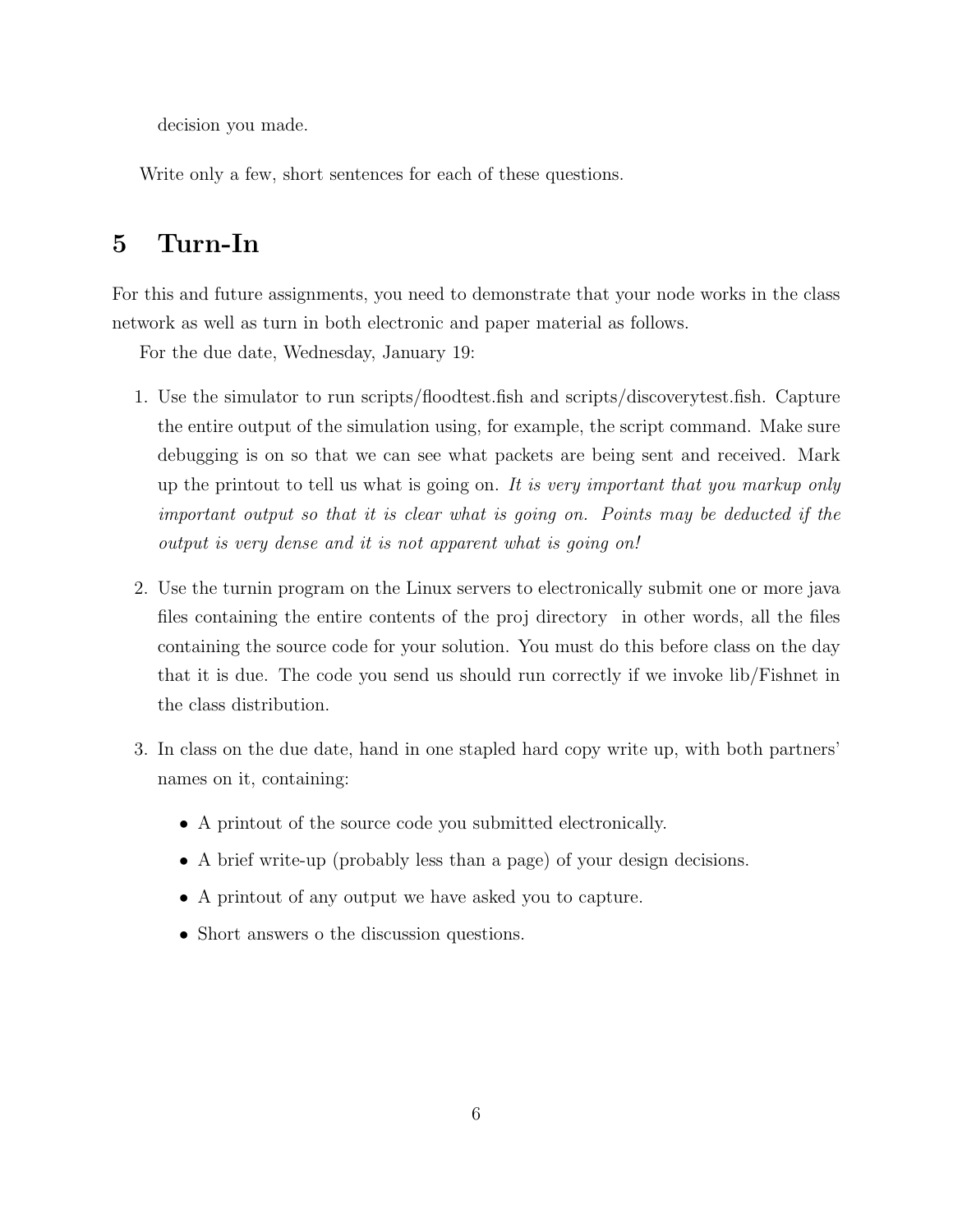decision you made.

Write only a few, short sentences for each of these questions.

# 5 Turn-In

For this and future assignments, you need to demonstrate that your node works in the class network as well as turn in both electronic and paper material as follows.

For the due date, Wednesday, January 19:

1. Use the simulator to run scripts/floodtest.fish and scripts/discoverytest.fish. Capture the entire output of the simulation using, for example, the script command. Make sure debugging is on so that we can see what packets are being sent and received. Mark up the printout to tell us what is going on. *It is very important that you markup only important output so that it is clear what is going on. Points may be deducted if the output is very dense and it is not apparent what is going on!*

2. Use the turnin program on the Linux servers to electronically submit one or more java files containing the entire contents of the proj directory  in other words, all the files containing the source code for your solution. You must do this before class on the day that it is due. The code you send us should run correctly if we invoke lib/Fishnet in the class distribution.

3. In class on the due date, hand in one stapled hard copy write up, with both partners' names on it, containing:

   - A printout of the source code you submitted electronically.
   - A brief write-up (probably less than a page) of your design decisions.
   - A printout of any output we have asked you to capture.
   - Short answers o the discussion questions.